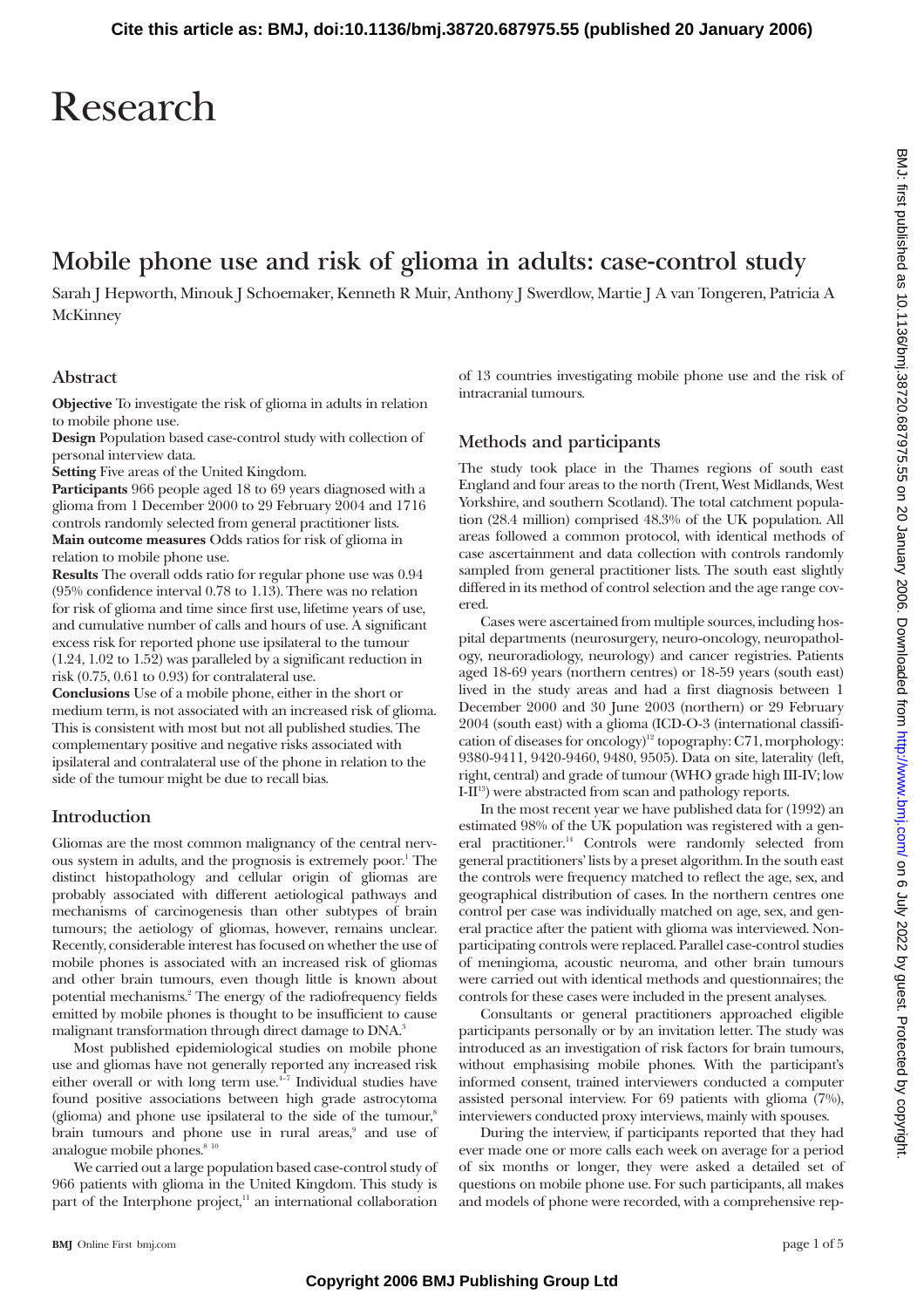# Research

## Mobile phone use and risk of glioma in adults: case-control study

Sarah J Hepworth, Minouk J Schoemaker, Kenneth R Muir, Anthony J Swerdlow, Martie J A van Tongeren, Patricia A McKinney

### Abstract

**Objective** To investigate the risk of glioma in adults in relation to mobile phone use.

**Design** Population based case-control study with collection of personal interview data.

**Setting** Five areas of the United Kingdom.

**Participants** 966 people aged 18 to 69 years diagnosed with a glioma from 1 December 2000 to 29 February 2004 and 1716 controls randomly selected from general practitioner lists.

**Main outcome measures** Odds ratios for risk of glioma in relation to mobile phone use.

**Results** The overall odds ratio for regular phone use was 0.94 (95% confidence interval 0.78 to 1.13). There was no relation for risk of glioma and time since first use, lifetime years of use, and cumulative number of calls and hours of use. A significant excess risk for reported phone use ipsilateral to the tumour (1.24, 1.02 to 1.52) was paralleled by a significant reduction in risk (0.75, 0.61 to 0.93) for contralateral use.

**Conclusions** Use of a mobile phone, either in the short or medium term, is not associated with an increased risk of glioma. This is consistent with most but not all published studies. The complementary positive and negative risks associated with ipsilateral and contralateral use of the phone in relation to the side of the tumour might be due to recall bias.

### Introduction

Gliomas are the most common malignancy of the central nervous system in adults, and the prognosis is extremely poor.[1] The distinct histopathology and cellular origin of gliomas are probably associated with different aetiological pathways and mechanisms of carcinogenesis than other subtypes of brain tumours; the aetiology of gliomas, however, remains unclear. Recently, considerable interest has focused on whether the use of mobile phones is associated with an increased risk of gliomas and other brain tumours, even though little is known about potential mechanisms.[2] The energy of the radiofrequency fields emitted by mobile phones is thought to be insufficient to cause malignant transformation through direct damage to DNA.[3]

Most published epidemiological studies on mobile phone use and gliomas have not generally reported any increased risk either overall or with long term use.[4-7] Individual studies have found positive associations between high grade astrocytoma (glioma) and phone use ipsilateral to the side of the tumour,[8] brain tumours and phone use in rural areas,[9] and use of analogue mobile phones.[8 10]

We carried out a large population based case-control study of 966 patients with glioma in the United Kingdom. This study is part of the Interphone project,[11] an international collaboration of 13 countries investigating mobile phone use and the risk of intracranial tumours.

### Methods and participants

The study took place in the Thames regions of south east England and four areas to the north (Trent, West Midlands, West Yorkshire, and southern Scotland). The total catchment population (28.4 million) comprised 48.3% of the UK population. All areas followed a common protocol, with identical methods of case ascertainment and data collection with controls randomly sampled from general practitioner lists. The south east slightly differed in its method of control selection and the age range covered.

Cases were ascertained from multiple sources, including hospital departments (neurosurgery, neuro-oncology, neuropathology, neuroradiology, neurology) and cancer registries. Patients aged 18-69 years (northern centres) or 18-59 years (south east) lived in the study areas and had a first diagnosis between 1 December 2000 and 30 June 2003 (northern) or 29 February 2004 (south east) with a glioma (ICD-O-3 (international classification of diseases for oncology)[12] topography: C71, morphology: 9380-9411, 9420-9460, 9480, 9505). Data on site, laterality (left, right, central) and grade of tumour (WHO grade high III-IV; low I-II[13]) were abstracted from scan and pathology reports.

In the most recent year we have published data for (1992) an estimated 98% of the UK population was registered with a general practitioner.[14] Controls were randomly selected from general practitioners' lists by a preset algorithm. In the south east the controls were frequency matched to reflect the age, sex, and geographical distribution of cases. In the northern centres one control per case was individually matched on age, sex, and general practice after the patient with glioma was interviewed. Non-participating controls were replaced. Parallel case-control studies of meningioma, acoustic neuroma, and other brain tumours were carried out with identical methods and questionnaires; the controls for these cases were included in the present analyses.

Consultants or general practitioners approached eligible participants personally or by an invitation letter. The study was introduced as an investigation of risk factors for brain tumours, without emphasising mobile phones. With the participant's informed consent, trained interviewers conducted a computer assisted personal interview. For 69 patients with glioma (7%), interviewers conducted proxy interviews, mainly with spouses.

During the interview, if participants reported that they had ever made one or more calls each week on average for a period of six months or longer, they were asked a detailed set of questions on mobile phone use. For such participants, all makes and models of phone were recorded, with a comprehensive rep-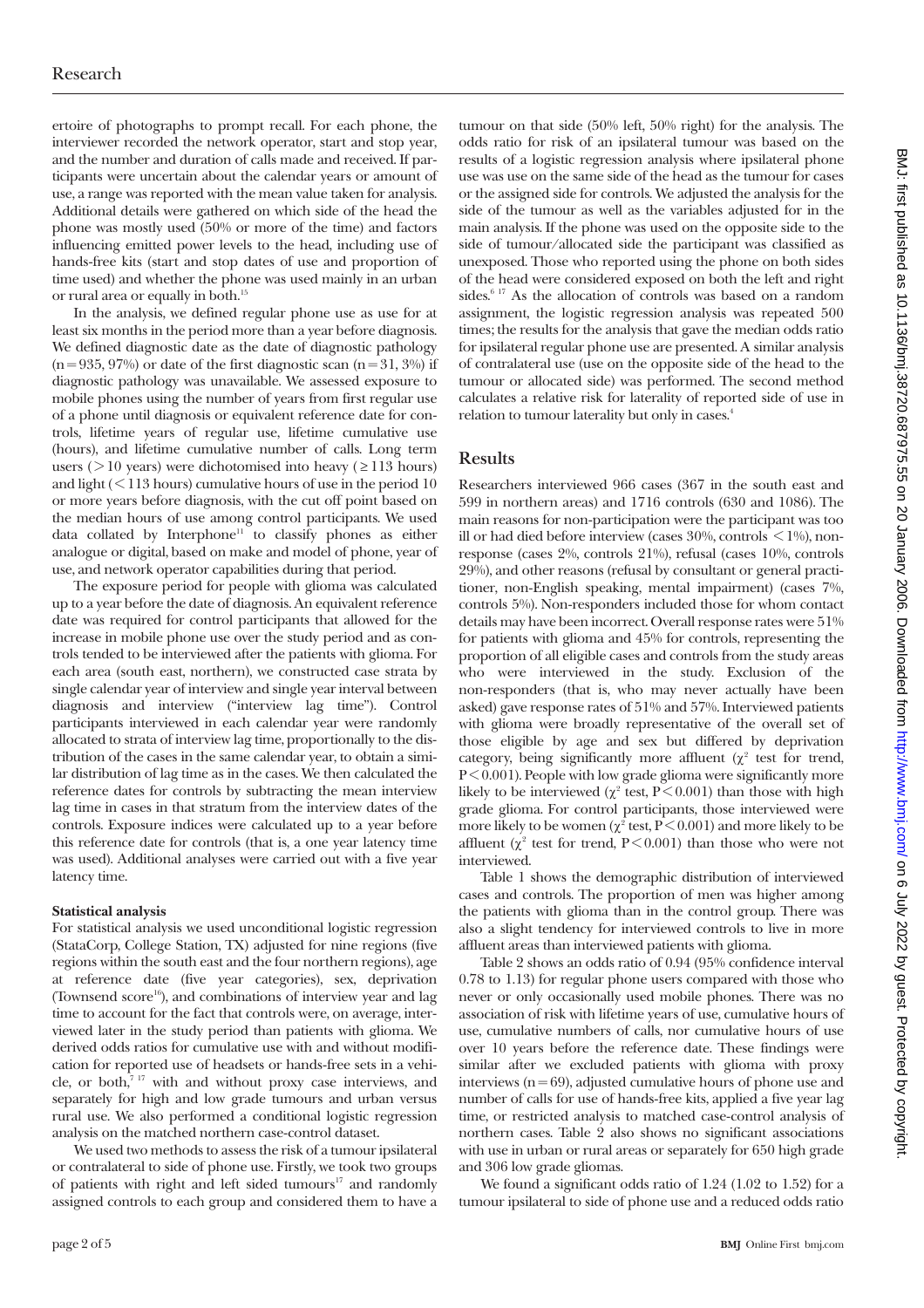ertoire of photographs to prompt recall. For each phone, the interviewer recorded the network operator, start and stop year, and the number and duration of calls made and received. If participants were uncertain about the calendar years or amount of use, a range was reported with the mean value taken for analysis. Additional details were gathered on which side of the head the phone was mostly used (50% or more of the time) and factors influencing emitted power levels to the head, including use of hands-free kits (start and stop dates of use and proportion of time used) and whether the phone was used mainly in an urban or rural area or equally in both.[15]

In the analysis, we defined regular phone use as use for at least six months in the period more than a year before diagnosis. We defined diagnostic date as the date of diagnostic pathology (n = 935, 97%) or date of the first diagnostic scan (n = 31, 3%) if diagnostic pathology was unavailable. We assessed exposure to mobile phones using the number of years from first regular use of a phone until diagnosis or equivalent reference date for controls, lifetime years of regular use, lifetime cumulative use (hours), and lifetime cumulative number of calls. Long term users (> 10 years) were dichotomised into heavy (≥ 113 hours) and light (< 113 hours) cumulative hours of use in the period 10 or more years before diagnosis, with the cut off point based on the median hours of use among control participants. We used data collated by Interphone[11] to classify phones as either analogue or digital, based on make and model of phone, year of use, and network operator capabilities during that period.

The exposure period for people with glioma was calculated up to a year before the date of diagnosis. An equivalent reference date was required for control participants that allowed for the increase in mobile phone use over the study period and as controls tended to be interviewed after the patients with glioma. For each area (south east, northern), we constructed case strata by single calendar year of interview and single year interval between diagnosis and interview ("interview lag time"). Control participants interviewed in each calendar year were randomly allocated to strata of interview lag time, proportionally to the distribution of the cases in the same calendar year, to obtain a similar distribution of lag time as in the cases. We then calculated the reference dates for controls by subtracting the mean interview lag time in cases in that stratum from the interview dates of the controls. Exposure indices were calculated up to a year before this reference date for controls (that is, a one year latency time was used). Additional analyses were carried out with a five year latency time.

### Statistical analysis

For statistical analysis we used unconditional logistic regression (StataCorp, College Station, TX) adjusted for nine regions (five regions within the south east and the four northern regions), age at reference date (five year categories), sex, deprivation (Townsend score[16]), and combinations of interview year and lag time to account for the fact that controls were, on average, interviewed later in the study period than patients with glioma. We derived odds ratios for cumulative use with and without modification for reported use of headsets or hands-free sets in a vehicle, or both,[7,17] with and without proxy case interviews, and separately for high and low grade tumours and urban versus rural use. We also performed a conditional logistic regression analysis on the matched northern case-control dataset.

We used two methods to assess the risk of a tumour ipsilateral or contralateral to side of phone use. Firstly, we took two groups of patients with right and left sided tumours[17] and randomly assigned controls to each group and considered them to have a tumour on that side (50% left, 50% right) for the analysis. The odds ratio for risk of an ipsilateral tumour was based on the results of a logistic regression analysis where ipsilateral phone use was use on the same side of the head as the tumour for cases or the assigned side for controls. We adjusted the analysis for the side of the tumour as well as the variables adjusted for in the main analysis. If the phone was used on the opposite side to the side of tumour/allocated side the participant was classified as unexposed. Those who reported using the phone on both sides of the head were considered exposed on both the left and right sides.[6,17] As the allocation of controls was based on a random assignment, the logistic regression analysis was repeated 500 times; the results for the analysis that gave the median odds ratio for ipsilateral regular phone use are presented. A similar analysis of contralateral use (use on the opposite side of the head to the tumour or allocated side) was performed. The second method calculates a relative risk for laterality of reported side of use in relation to tumour laterality but only in cases.[4]

## Results

Researchers interviewed 966 cases (367 in the south east and 599 in northern areas) and 1716 controls (630 and 1086). The main reasons for non-participation were the participant was too ill or had died before interview (cases 30%, controls < 1%), non-response (cases 2%, controls 21%), refusal (cases 10%, controls 29%), and other reasons (refusal by consultant or general practitioner, non-English speaking, mental impairment) (cases 7%, controls 5%). Non-responders included those for whom contact details may have been incorrect. Overall response rates were 51% for patients with glioma and 45% for controls, representing the proportion of all eligible cases and controls from the study areas who were interviewed in the study. Exclusion of the non-responders (that is, who may never actually have been asked) gave response rates of 51% and 57%. Interviewed patients with glioma were broadly representative of the overall set of those eligible by age and sex but differed by deprivation category, being significantly more affluent ($\chi^2$ test for trend, $P < 0.001$). People with low grade glioma were significantly more likely to be interviewed ($\chi^2$ test, $P < 0.001$) than those with high grade glioma. For control participants, those interviewed were more likely to be women ($\chi^2$ test, $P < 0.001$) and more likely to be affluent ($\chi^2$ test for trend, $P < 0.001$) than those who were not interviewed.

Table 1 shows the demographic distribution of interviewed cases and controls. The proportion of men was higher among the patients with glioma than in the control group. There was also a slight tendency for interviewed controls to live in more affluent areas than interviewed patients with glioma.

Table 2 shows an odds ratio of 0.94 (95% confidence interval 0.78 to 1.13) for regular phone users compared with those who never or only occasionally used mobile phones. There was no association of risk with lifetime years of use, cumulative hours of use, cumulative numbers of calls, nor cumulative hours of use over 10 years before the reference date. These findings were similar after we excluded patients with glioma with proxy interviews (n = 69), adjusted cumulative hours of phone use and number of calls for use of hands-free kits, applied a five year lag time, or restricted analysis to matched case-control analysis of northern cases. Table 2 also shows no significant associations with use in urban or rural areas or separately for 650 high grade and 306 low grade gliomas.

We found a significant odds ratio of 1.24 (1.02 to 1.52) for a tumour ipsilateral to side of phone use and a reduced odds ratio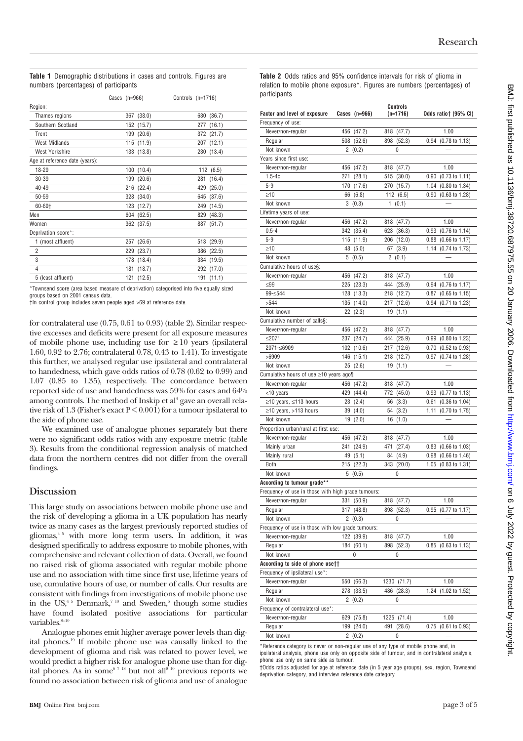**Table 1** Demographic distributions in cases and controls. Figures are numbers (percentages) of participants

| | Cases (n=966) | Controls (n=1716) |
|---|---|---|
| Region: | | |
| Thames regions | 367 (38.0) | 630 (36.7) |
| Southern Scotland | 152 (15.7) | 277 (16.1) |
| Trent | 199 (20.6) | 372 (21.7) |
| West Midlands | 115 (11.9) | 207 (12.1) |
| West Yorkshire | 133 (13.8) | 230 (13.4) |
| Age at reference date (years): | | |
| 18-29 | 100 (10.4) | 112 (6.5) |
| 30-39 | 199 (20.6) | 281 (16.4) |
| 40-49 | 216 (22.4) | 429 (25.0) |
| 50-59 | 328 (34.0) | 645 (37.6) |
| 60-69† | 123 (12.7) | 249 (14.5) |
| Men | 604 (62.5) | 829 (48.3) |
| Women | 362 (37.5) | 887 (51.7) |
| Deprivation score*: | | |
| 1 (most affluent) | 257 (26.6) | 513 (29.9) |
| 2 | 229 (23.7) | 386 (22.5) |
| 3 | 178 (18.4) | 334 (19.5) |
| 4 | 181 (18.7) | 292 (17.0) |
| 5 (least affluent) | 121 (12.5) | 191 (11.1) |

*Townsend score (area based measure of deprivation) categorised into five equally sized groups based on 2001 census data.
†In control group includes seven people aged >69 at reference date.

for contralateral use (0.75, 0.61 to 0.93) (table 2). Similar respective excesses and deficits were present for all exposure measures of mobile phone use, including use for ≥10 years (ipsilateral 1.60, 0.92 to 2.76; contralateral 0.78, 0.43 to 1.41). To investigate this further, we analysed regular use ipsilateral and contralateral to handedness, which gave odds ratios of 0.78 (0.62 to 0.99) and 1.07 (0.85 to 1.35), respectively. The concordance between reported side of use and handedness was 59% for cases and 64% among controls. The method of Inskip et al[4] gave an overall relative risk of 1.3 (Fisher's exact $P < 0.001$) for a tumour ipsilateral to the side of phone use.

We examined use of analogue phones separately but there were no significant odds ratios with any exposure metric (table 3). Results from the conditional regression analysis of matched data from the northern centres did not differ from the overall findings.

## Discussion

This large study on associations between mobile phone use and the risk of developing a glioma in a UK population has nearly twice as many cases as the largest previously reported studies of gliomas,[4 5] with more long term users. In addition, it was designed specifically to address exposure to mobile phones, with comprehensive and relevant collection of data. Overall, we found no raised risk of glioma associated with regular mobile phone use and no association with time since first use, lifetime years of use, cumulative hours of use, or number of calls. Our results are consistent with findings from investigations of mobile phone use in the US,[4 5] Denmark,[7 18] and Sweden,[6] though some studies have found isolated positive associations for particular variables.[8-10]

Analogue phones emit higher average power levels than digital phones.[19] If mobile phone use was causally linked to the development of glioma and risk was related to power level, we would predict a higher risk for analogue phone use than for digital phones. As in some[6 7 18] but not all[8 10] previous reports we found no association between risk of glioma and use of analogue

**Table 2** Odds ratios and 95% confidence intervals for risk of glioma in relation to mobile phone exposure*. Figures are numbers (percentages) of participants

| Factor and level of exposure | Cases (n=966) | Controls (n=1716) | Odds ratio† (95% CI) |
|---|---|---|---|
| Frequency of use: | | | |
| Never/non-regular | 456 (47.2) | 818 (47.7) | 1.00 |
| Regular | 508 (52.6) | 898 (52.3) | 0.94 (0.78 to 1.13) |
| Not known | 2 (0.2) | 0 | — |
| Years since first use: | | | |
| Never/non-regular | 456 (47.2) | 818 (47.7) | 1.00 |
| 1.5-4‡ | 271 (28.1) | 515 (30.0) | 0.90 (0.73 to 1.11) |
| 5-9 | 170 (17.6) | 270 (15.7) | 1.04 (0.80 to 1.34) |
| ≥10 | 66 (6.8) | 112 (6.5) | 0.90 (0.63 to 1.28) |
| Not known | 3 (0.3) | 1 (0.1) | — |
| Lifetime years of use: | | | |
| Never/non-regular | 456 (47.2) | 818 (47.7) | 1.00 |
| 0.5-4 | 342 (35.4) | 623 (36.3) | 0.93 (0.76 to 1.14) |
| 5-9 | 115 (11.9) | 206 (12.0) | 0.88 (0.66 to 1.17) |
| ≥10 | 48 (5.0) | 67 (3.9) | 1.14 (0.74 to 1.73) |
| Not known | 5 (0.5) | 2 (0.1) | — |
| Cumulative hours of use§: | | | |
| Never/non-regular | 456 (47.2) | 818 (47.7) | 1.00 |
| ≤99 | 225 (23.3) | 444 (25.9) | 0.94 (0.76 to 1.17) |
| 99-≤544 | 128 (13.3) | 218 (12.7) | 0.87 (0.65 to 1.15) |
| >544 | 135 (14.0) | 217 (12.6) | 0.94 (0.71 to 1.23) |
| Not known | 22 (2.3) | 19 (1.1) | — |
| Cumulative number of calls§: | | | |
| Never/non-regular | 456 (47.2) | 818 (47.7) | 1.00 |
| ≤2071 | 237 (24.7) | 444 (25.9) | 0.99 (0.80 to 1.23) |
| 2071-≤6909 | 102 (10.6) | 217 (12.6) | 0.70 (0.52 to 0.93) |
| >6909 | 146 (15.1) | 218 (12.7) | 0.97 (0.74 to 1.28) |
| Not known | 25 (2.6) | 19 (1.1) | — |
| Cumulative hours of use ≥10 years ago¶: | | | |
| Never/non-regular | 456 (47.2) | 818 (47.7) | 1.00 |
| <10 years | 429 (44.4) | 772 (45.0) | 0.93 (0.77 to 1.13) |
| ≥10 years, ≤113 hours | 23 (2.4) | 56 (3.3) | 0.61 (0.36 to 1.04) |
| ≥10 years, >113 hours | 39 (4.0) | 54 (3.2) | 1.11 (0.70 to 1.75) |
| Not known | 19 (2.0) | 16 (1.0) | — |
| Proportion urban/rural at first use: | | | |
| Never/non-regular | 456 (47.2) | 818 (47.7) | 1.00 |
| Mainly urban | 241 (24.9) | 471 (27.4) | 0.83 (0.66 to 1.03) |
| Mainly rural | 49 (5.1) | 84 (4.9) | 0.98 (0.66 to 1.46) |
| Both | 215 (22.3) | 343 (20.0) | 1.05 (0.83 to 1.31) |
| Not known | 5 (0.5) | 0 | — |
| **According to tumour grade**** | | | |
| Frequency of use in those with high grade tumours: | | | |
| Never/non-regular | 331 (50.9) | 818 (47.7) | 1.00 |
| Regular | 317 (48.8) | 898 (52.3) | 0.95 (0.77 to 1.17) |
| Not known | 2 (0.3) | 0 | — |
| Frequency of use in those with low grade tumours: | | | |
| Never/non-regular | 122 (39.9) | 818 (47.7) | 1.00 |
| Regular | 184 (60.1) | 898 (52.3) | 0.85 (0.63 to 1.13) |
| Not known | 0 | 0 | — |
| **According to side of phone use††** | | | |
| Frequency of ipsilateral use*: | | | |
| Never/non-regular | 550 (66.3) | 1230 (71.7) | 1.00 |
| Regular | 278 (33.5) | 486 (28.3) | 1.24 (1.02 to 1.52) |
| Not known | 2 (0.2) | 0 | — |
| Frequency of contralateral use*: | | | |
| Never/non-regular | 629 (75.8) | 1225 (71.4) | 1.00 |
| Regular | 199 (24.0) | 491 (28.6) | 0.75 (0.61 to 0.93) |
| Not known | 2 (0.2) | 0 | — |

*Reference category is never or non-regular use of any type of mobile phone and, in ipsilateral analysis, phone use only on opposite side of tumour, and in contralateral analysis, phone use only on same side as tumour.
†Odds ratios adjusted for age at reference date (in 5 year age groups), sex, region, Townsend deprivation category, and interview reference date category.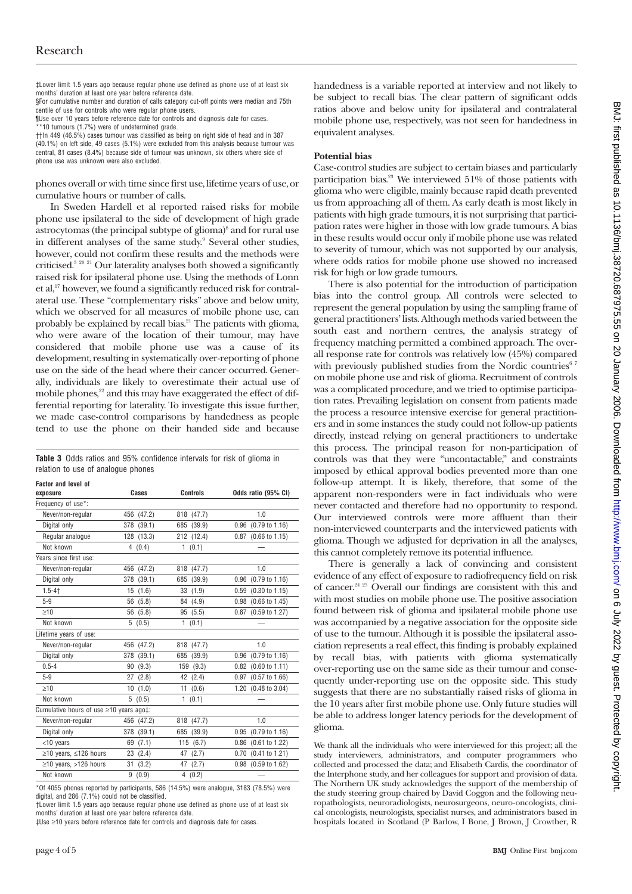‡Lower limit 1.5 years ago because regular phone use defined as phone use of at least six months' duration at least one year before reference date.
§For cumulative number and duration of calls category cut-off points were median and 75th centile of use for controls who were regular phone users.
¶Use over 10 years before reference date for controls and diagnosis date for cases.
**10 tumours (1.7%) were of undetermined grade.
††In 449 (46.5%) cases tumour was classified as being on right side of head and in 387 (40.1%) on left side, 49 cases (5.1%) were excluded from this analysis because tumour was central, 81 cases (8.4%) because side of tumour was unknown, six others where side of phone use was unknown were also excluded.

phones overall or with time since first use, lifetime years of use, or cumulative hours or number of calls.

In Sweden Hardell et al reported raised risks for mobile phone use ipsilateral to the side of development of high grade astrocytomas (the principal subtype of glioma)[8] and for rural use in different analyses of the same study.[9] Several other studies, however, could not confirm these results and the methods were criticised.[3 20 21] Our laterality analyses both showed a significantly raised risk for ipsilateral phone use. Using the methods of Lonn et al,[17] however, we found a significantly reduced risk for contralateral use. These "complementary risks" above and below unity, which we observed for all measures of mobile phone use, can probably be explained by recall bias.[21] The patients with glioma, who were aware of the location of their tumour, may have considered that mobile phone use was a cause of its development, resulting in systematically over-reporting of phone use on the side of the head where their cancer occurred. Generally, individuals are likely to overestimate their actual use of mobile phones,[22] and this may have exaggerated the effect of differential reporting for laterality. To investigate this issue further, we made case-control comparisons by handedness as people tend to use the phone on their handed side and because handedness is a variable reported at interview and not likely to be subject to recall bias. The clear pattern of significant odds ratios above and below unity for ipsilateral and contralateral mobile phone use, respectively, was not seen for handedness in equivalent analyses.

**Table 3** Odds ratios and 95% confidence intervals for risk of glioma in relation to use of analogue phones

| Factor and level of exposure | Cases | Controls | Odds ratio (95% CI) |
|---|---|---|---|
| Frequency of use*: | | | |
| Never/non-regular | 456 (47.2) | 818 (47.7) | 1.0 |
| Digital only | 378 (39.1) | 685 (39.9) | 0.96 (0.79 to 1.16) |
| Regular analogue | 128 (13.3) | 212 (12.4) | 0.87 (0.66 to 1.15) |
| Not known | 4 (0.4) | 1 (0.1) | — |
| Years since first use: | | | |
| Never/non-regular | 456 (47.2) | 818 (47.7) | 1.0 |
| Digital only | 378 (39.1) | 685 (39.9) | 0.96 (0.79 to 1.16) |
| 1.5-4† | 15 (1.6) | 33 (1.9) | 0.59 (0.30 to 1.15) |
| 5-9 | 56 (5.8) | 84 (4.9) | 0.98 (0.66 to 1.45) |
| ≥10 | 56 (5.8) | 95 (5.5) | 0.87 (0.59 to 1.27) |
| Not known | 5 (0.5) | 1 (0.1) | — |
| Lifetime years of use: | | | |
| Never/non-regular | 456 (47.2) | 818 (47.7) | 1.0 |
| Digital only | 378 (39.1) | 685 (39.9) | 0.96 (0.79 to 1.16) |
| 0.5-4 | 90 (9.3) | 159 (9.3) | 0.82 (0.60 to 1.11) |
| 5-9 | 27 (2.8) | 42 (2.4) | 0.97 (0.57 to 1.66) |
| ≥10 | 10 (1.0) | 11 (0.6) | 1.20 (0.48 to 3.04) |
| Not known | 5 (0.5) | 1 (0.1) | — |
| Cumulative hours of use ≥10 years ago‡: | | | |
| Never/non-regular | 456 (47.2) | 818 (47.7) | 1.0 |
| Digital only | 378 (39.1) | 685 (39.9) | 0.95 (0.79 to 1.16) |
| <10 years | 69 (7.1) | 115 (6.7) | 0.86 (0.61 to 1.22) |
| ≥10 years, ≤126 hours | 23 (2.4) | 47 (2.7) | 0.70 (0.41 to 1.21) |
| ≥10 years, >126 hours | 31 (3.2) | 47 (2.7) | 0.98 (0.59 to 1.62) |
| Not known | 9 (0.9) | 4 (0.2) | — |

*Of 4055 phones reported by participants, 586 (14.5%) were analogue, 3183 (78.5%) were digital, and 286 (7.1%) could not be classified.
†Lower limit 1.5 years ago because regular phone use defined as phone use of at least six months' duration at least one year before reference date.
‡Use ≥10 years before reference date for controls and diagnosis date for cases.

### Potential bias

Case-control studies are subject to certain biases and particularly participation bias.[23] We interviewed 51% of those patients with glioma who were eligible, mainly because rapid death prevented us from approaching all of them. As early death is most likely in patients with high grade tumours, it is not surprising that participation rates were higher in those with low grade tumours. A bias in these results would occur only if mobile phone use was related to severity of tumour, which was not supported by our analysis, where odds ratios for mobile phone use showed no increased risk for high or low grade tumours.

There is also potential for the introduction of participation bias into the control group. All controls were selected to represent the general population by using the sampling frame of general practitioners' lists. Although methods varied between the south east and northern centres, the analysis strategy of frequency matching permitted a combined approach. The overall response rate for controls was relatively low (45%) compared with previously published studies from the Nordic countries[6 7] on mobile phone use and risk of glioma. Recruitment of controls was a complicated procedure, and we tried to optimise participation rates. Prevailing legislation on consent from patients made the process a resource intensive exercise for general practitioners and in some instances the study could not follow-up patients directly, instead relying on general practitioners to undertake this process. The principal reason for non-participation of controls was that they were "uncontactable," and constraints imposed by ethical approval bodies prevented more than one follow-up attempt. It is likely, therefore, that some of the apparent non-responders were in fact individuals who were never contacted and therefore had no opportunity to respond. Our interviewed controls were more affluent than their non-interviewed counterparts and the interviewed patients with glioma. Though we adjusted for deprivation in all the analyses, this cannot completely remove its potential influence.

There is generally a lack of convincing and consistent evidence of any effect of exposure to radiofrequency field on risk of cancer.[24 25] Overall our findings are consistent with this and with most studies on mobile phone use. The positive association found between risk of glioma and ipsilateral mobile phone use was accompanied by a negative association for the opposite side of use to the tumour. Although it is possible the ipsilateral association represents a real effect, this finding is probably explained by recall bias, with patients with glioma systematically over-reporting use on the same side as their tumour and consequently under-reporting use on the opposite side. This study suggests that there are no substantially raised risks of glioma in the 10 years after first mobile phone use. Only future studies will be able to address longer latency periods for the development of glioma.

We thank all the individuals who were interviewed for this project; all the study interviewers, administrators, and computer programmers who collected and processed the data; and Elisabeth Cardis, the coordinator of the Interphone study, and her colleagues for support and provision of data. The Northern UK study acknowledges the support of the membership of the study steering group chaired by David Coggon and the following neuropathologists, neuroradiologists, neurosurgeons, neuro-oncologists, clinical oncologists, neurologists, specialist nurses, and administrators based in hospitals located in Scotland (P Barlow, I Bone, J Brown, J Crowther, R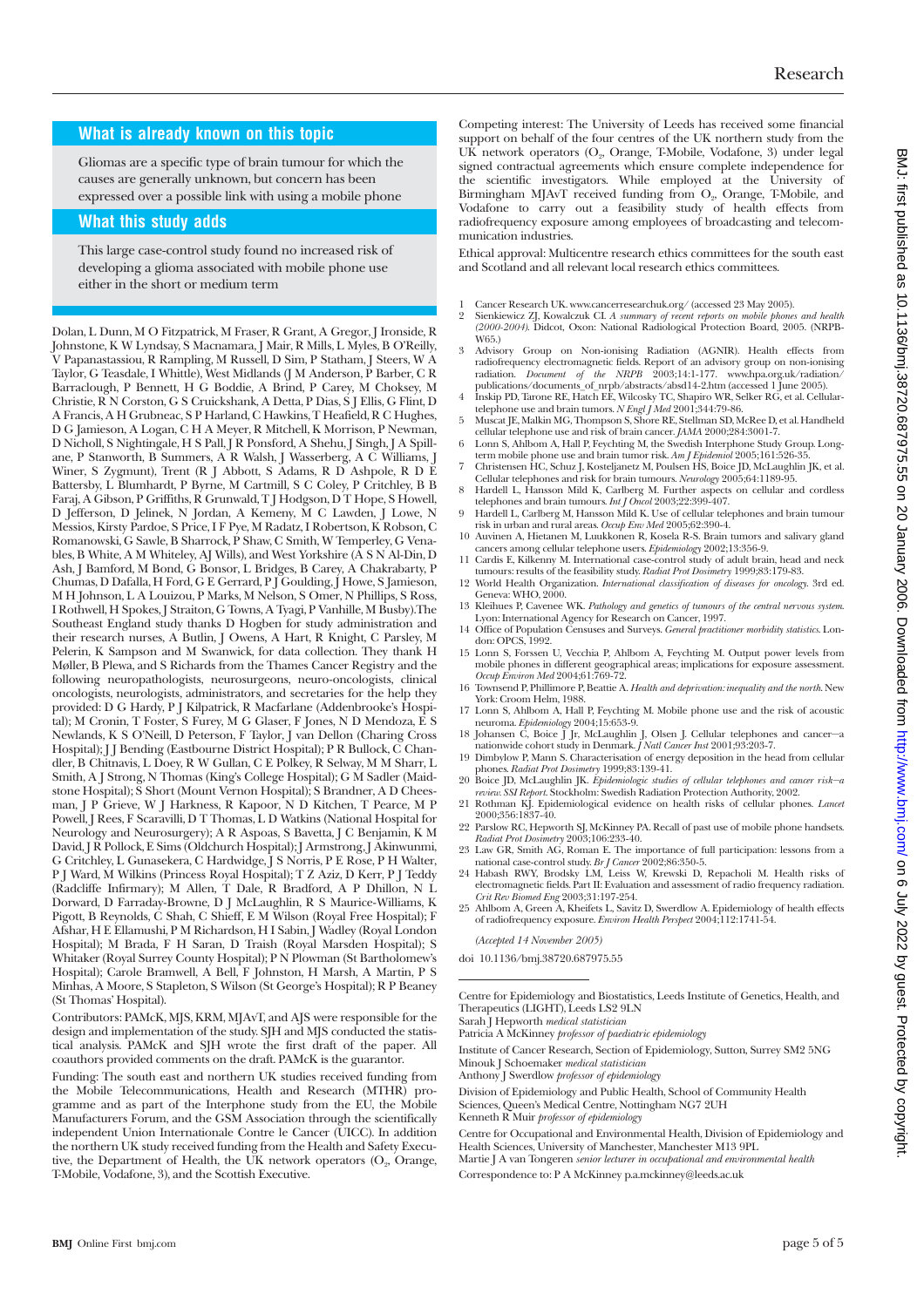## What is already known on this topic

Gliomas are a specific type of brain tumour for which the causes are generally unknown, but concern has been expressed over a possible link with using a mobile phone

## What this study adds

This large case-control study found no increased risk of developing a glioma associated with mobile phone use either in the short or medium term

Dolan, L Dunn, M O Fitzpatrick, M Fraser, R Grant, A Gregor, J Ironside, R Johnstone, K W Lyndsay, S Macnamara, J Mair, R Mills, L Myles, B O'Reilly, V Papanastassiou, R Rampling, M Russell, D Sim, P Statham, J Steers, W A Taylor, G Teasdale, I Whittle), West Midlands (J M Anderson, P Barber, C R Barraclough, P Bennett, H G Boddie, A Brind, P Carey, M Choksey, M Christie, R N Corston, G S Cruickshank, A Detta, P Dias, S J Ellis, G Flint, D A Francis, A H Grubneac, S P Harland, C Hawkins, T Heafield, R C Hughes, D G Jamieson, A Logan, C H A Meyer, R Mitchell, K Morrison, P Newman, D Nicholl, S Nightingale, H S Pall, J R Ponsford, A Shehu, J Singh, J A Spillane, P Stanworth, B Summers, A R Walsh, J Wasserberg, A C Williams, J Winer, S Zygmunt), Trent (R J Abbott, S Adams, R D Ashpole, R D E Battersby, L Blumhardt, P Byrne, M Cartmill, S C Coley, P Critchley, B B Faraj, A Gibson, P Griffiths, R Grunwald, T J Hodgson, D T Hope, S Howell, D Jefferson, D Jelinek, N Jordan, A Kemeny, M C Lawden, J Lowe, N Messios, Kirsty Pardoe, S Price, I F Pye, M Radatz, I Robertson, K Robson, C Romanowski, G Sawle, B Sharrock, P Shaw, C Smith, W Temperley, G Venables, B White, A M Whiteley, AJ Wills), and West Yorkshire (A S N Al-Din, D Ash, J Bamford, M Bond, G Bonsor, L Bridges, B Carey, A Chakrabarty, P Chumas, D Dafalla, H Ford, G E Gerrard, P J Goulding, J Howe, S Jamieson, M H Johnson, L A Louizou, P Marks, M Nelson, S Omer, N Phillips, S Ross, I Rothwell, H Spokes, J Straiton, G Towns, A Tyagi, P Vanhille, M Busby).The Southeast England study thanks D Hogben for study administration and their research nurses, A Butlin, J Owens, A Hart, R Knight, C Parsley, M Pelerin, K Sampson and M Swanwick, for data collection. They thank H Møller, B Plewa, and S Richards from the Thames Cancer Registry and the following neuropathologists, neurosurgeons, neuro-oncologists, clinical oncologists, neurologists, administrators, and secretaries for the help they provided: D G Hardy, P J Kilpatrick, R Macfarlane (Addenbrooke's Hospital); M Cronin, T Foster, S Furey, M G Glaser, F Jones, N D Mendoza, E S Newlands, K S O'Neill, D Peterson, F Taylor, J van Dellon (Charing Cross Hospital); J J Bending (Eastbourne District Hospital); P R Bullock, C Chandler, B Chitnavis, L Doey, R W Gullan, C E Polkey, R Selway, M M Sharr, L Smith, A J Strong, N Thomas (King's College Hospital); G M Sadler (Maidstone Hospital); S Short (Mount Vernon Hospital); S Brandner, A D Cheesman, J P Grieve, W J Harkness, R Kapoor, N D Kitchen, T Pearce, M P Powell, J Rees, F Scaravilli, D T Thomas, L D Watkins (National Hospital for Neurology and Neurosurgery); A R Aspoas, S Bavetta, J C Benjamin, K M David, J R Pollock, E Sims (Oldchurch Hospital); J Armstrong, J Akinwunmi, G Critchley, L Gunasekera, C Hardwidge, J S Norris, P E Rose, P H Walter, P J Ward, M Wilkins (Princess Royal Hospital); T Z Aziz, D Kerr, P J Teddy (Radcliffe Infirmary); M Allen, T Dale, R Bradford, A P Dhillon, N L Dorward, D Farraday-Browne, D J McLaughlin, R S Maurice-Williams, K Pigott, B Reynolds, C Shah, C Shieff, E M Wilson (Royal Free Hospital); F Afshar, H E Ellamushi, P M Richardson, H I Sabin, J Wadley (Royal London Hospital); M Brada, F H Saran, D Traish (Royal Marsden Hospital); S Whitaker (Royal Surrey County Hospital); P N Plowman (St Bartholomew's Hospital); Carole Bramwell, A Bell, F Johnston, H Marsh, A Martin, P S Minhas, A Moore, S Stapleton, S Wilson (St George's Hospital); R P Beaney (St Thomas' Hospital).

Contributors: PAMcK, MJS, KRM, MJAvT, and AJS were responsible for the design and implementation of the study. SJH and MJS conducted the statistical analysis. PAMcK and SJH wrote the first draft of the paper. All coauthors provided comments on the draft. PAMcK is the guarantor.

Funding: The south east and northern UK studies received funding from the Mobile Telecommunications, Health and Research (MTHR) programme and as part of the Interphone study from the EU, the Mobile Manufacturers Forum, and the GSM Association through the scientifically independent Union Internationale Contre le Cancer (UICC). In addition the northern UK study received funding from the Health and Safety Executive, the Department of Health, the UK network operators ($O_2$, Orange, T-Mobile, Vodafone, 3), and the Scottish Executive.

Competing interest: The University of Leeds has received some financial support on behalf of the four centres of the UK northern study from the UK network operators ($O_2$, Orange, T-Mobile, Vodafone, 3) under legal signed contractual agreements which ensure complete independence for the scientific investigators. While employed at the University of Birmingham MJAvT received funding from $O_2$, Orange, T-Mobile, and Vodafone to carry out a feasibility study of health effects from radiofrequency exposure among employees of broadcasting and telecommunication industries.

Ethical approval: Multicentre research ethics committees for the south east and Scotland and all relevant local research ethics committees.

1. Cancer Research UK. www.cancerresearchuk.org/ (accessed 23 May 2005).
2. Sienkiewicz ZJ, Kowalczuk CI. *A summary of recent reports on mobile phones and health (2000-2004)*. Didcot, Oxon: National Radiological Protection Board, 2005. (NRPB-W65.)
3. Advisory Group on Non-ionising Radiation (AGNIR). Health effects from radiofrequency electromagnetic fields. Report of an advisory group on non-ionising radiation. *Document of the NRPB* 2003;14:1-177. www.hpa.org.uk/radiation/publications/documents_of_nrpb/abstracts/absd14-2.htm (accessed 1 June 2005).
4. Inskip PD, Tarone RE, Hatch EE, Wilcosky TC, Shapiro WR, Selker RG, et al. Cellular-telephone use and brain tumors. *N Engl J Med* 2001;344:79-86.
5. Muscat JE, Malkin MG, Thompson S, Shore RE, Stellman SD, McRee D, et al. Handheld cellular telephone use and risk of brain cancer. *JAMA* 2000;284:3001-7.
6. Lonn S, Ahlbom A, Hall P, Feychting M, the Swedish Interphone Study Group. Long-term mobile phone use and brain tumor risk. *Am J Epidemiol* 2005;161:526-35.
7. Christensen HC, Schuz J, Kosteljanetz M, Poulsen HS, Boice JD, McLaughlin JK, et al. Cellular telephones and risk for brain tumours. *Neurology* 2005;64:1189-95.
8. Hardell L, Hansson Mild K, Carlberg M. Further aspects on cellular and cordless telephones and brain tumours. *Int J Oncol* 2003;22:399-407.
9. Hardell L, Carlberg M, Hansson Mild K. Use of cellular telephones and brain tumour risk in urban and rural areas. *Occup Env Med* 2005;62:390-4.
10. Auvinen A, Hietanen M, Luukkonen R, Kosela R-S. Brain tumors and salivary gland cancers among cellular telephone users. *Epidemiology* 2002;13:356-9.
11. Cardis E, Kilkenny M. International case-control study of adult brain, head and neck tumours: results of the feasibility study. *Radiat Prot Dosimetry* 1999;83:179-83.
12. World Health Organization. *International classification of diseases for oncology*. 3rd ed. Geneva: WHO, 2000.
13. Kleihues P, Cavenee WK. *Pathology and genetics of tumours of the central nervous system*. Lyon: International Agency for Research on Cancer, 1997.
14. Office of Population Censuses and Surveys. *General practitioner morbidity statistics*. London: OPCS, 1992.
15. Lonn S, Forssen U, Vecchia P, Ahlbom A, Feychting M. Output power levels from mobile phones in different geographical areas; implications for exposure assessment. *Occup Environ Med* 2004;61:769-72.
16. Townsend P, Phillimore P, Beattie A. *Health and deprivation: inequality and the north*. New York: Croom Helm, 1988.
17. Lonn S, Ahlbom A, Hall P, Feychting M. Mobile phone use and the risk of acoustic neuroma. *Epidemiology* 2004;15:653-9.
18. Johansen C, Boice J Jr, McLaughlin J, Olsen J. Cellular telephones and cancer—a nationwide cohort study in Denmark. *J Natl Cancer Inst* 2001;93:203-7.
19. Dimbylow P, Mann S. Characterisation of energy deposition in the head from cellular phones. *Radiat Prot Dosimetry* 1999;83:139-41.
20. Boice JD, McLaughlin JK. *Epidemiologic studies of cellular telephones and cancer—a review. SSI Report*. Stockholm: Swedish Radiation Protection Authority, 2002.
21. Rothman KJ. Epidemiological evidence on health risks of cellular phones. *Lancet* 2000;356:1837-40.
22. Parslow RC, Hepworth SJ, McKinney PA. Recall of past use of mobile phone handsets. *Radiat Prot Dosimetry* 2003;106:233-40.
23. Law GR, Smith AG, Roman E. The importance of full participation: lessons from a national case-control study. *Br J Cancer* 2002;86:350-5.
24. Habash RWY, Brodsky LM, Leiss W, Krewski D, Repacholi M. Health risks of electromagnetic fields. Part II: Evaluation and assessment of radio frequency radiation. *Crit Rev Biomed Eng* 2003;31:197-254.
25. Ahlbom A, Green A, Kheifets L, Savitz D, Swerdlow A. Epidemiology of health effects of radiofrequency exposure. *Environ Health Perspect* 2004;112:1741-54.

*(Accepted 14 November 2005)*

doi 10.1136/bmj.38720.687975.55

Centre for Epidemiology and Biostatistics, Leeds Institute of Genetics, Health, and Therapeutics (LIGHT), Leeds LS2 9LN
Sarah J Hepworth *medical statistician*
Patricia A McKinney *professor of paediatric epidemiology*

Institute of Cancer Research, Section of Epidemiology, Sutton, Surrey SM2 5NG
Minouk J Schoemaker *medical statistician*
Anthony J Swerdlow *professor of epidemiology*

Division of Epidemiology and Public Health, School of Community Health Sciences, Queen's Medical Centre, Nottingham NG7 2UH
Kenneth R Muir *professor of epidemiology*

Centre for Occupational and Environmental Health, Division of Epidemiology and Health Sciences, University of Manchester, Manchester M13 9PL
Martie J A van Tongeren *senior lecturer in occupational and environmental health*

Correspondence to: P A McKinney p.a.mckinney@leeds.ac.uk